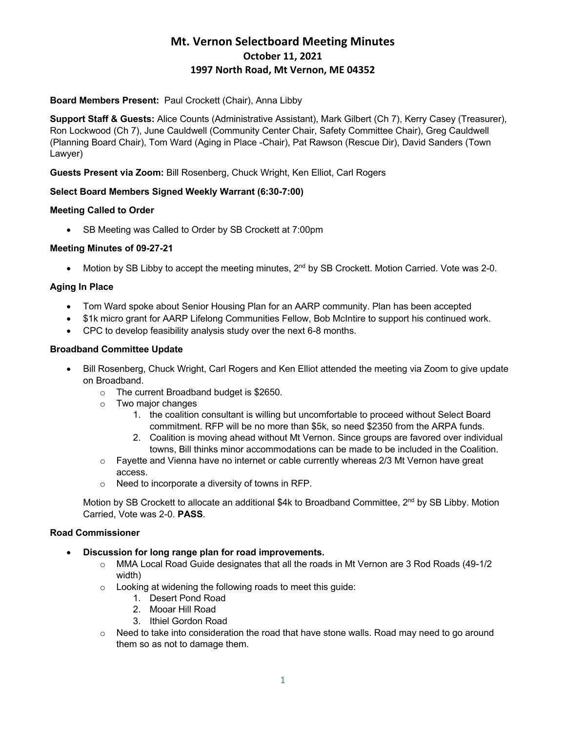# Mt. Vernon Selectboard Meeting Minutes
## October 11, 2021
## 1997 North Road, Mt Vernon, ME 04352

**Board Members Present:** Paul Crockett (Chair), Anna Libby

**Support Staff & Guests:** Alice Counts (Administrative Assistant), Mark Gilbert (Ch 7), Kerry Casey (Treasurer), Ron Lockwood (Ch 7), June Cauldwell (Community Center Chair, Safety Committee Chair), Greg Cauldwell (Planning Board Chair), Tom Ward (Aging in Place -Chair), Pat Rawson (Rescue Dir), David Sanders (Town Lawyer)

**Guests Present via Zoom:** Bill Rosenberg, Chuck Wright, Ken Elliot, Carl Rogers

**Select Board Members Signed Weekly Warrant (6:30-7:00)**

**Meeting Called to Order**

- SB Meeting was Called to Order by SB Crockett at 7:00pm

**Meeting Minutes of 09-27-21**

- Motion by SB Libby to accept the meeting minutes, 2nd by SB Crockett. Motion Carried. Vote was 2-0.

**Aging In Place**

- Tom Ward spoke about Senior Housing Plan for an AARP community. Plan has been accepted
- $1k micro grant for AARP Lifelong Communities Fellow, Bob McIntire to support his continued work.
- CPC to develop feasibility analysis study over the next 6-8 months.

**Broadband Committee Update**

- Bill Rosenberg, Chuck Wright, Carl Rogers and Ken Elliot attended the meeting via Zoom to give update on Broadband.
  - The current Broadband budget is $2650.
  - Two major changes
    1. the coalition consultant is willing but uncomfortable to proceed without Select Board commitment. RFP will be no more than $5k, so need $2350 from the ARPA funds.
    2. Coalition is moving ahead without Mt Vernon. Since groups are favored over individual towns, Bill thinks minor accommodations can be made to be included in the Coalition.
  - Fayette and Vienna have no internet or cable currently whereas 2/3 Mt Vernon have great access.
  - Need to incorporate a diversity of towns in RFP.

  Motion by SB Crockett to allocate an additional $4k to Broadband Committee, 2nd by SB Libby. Motion Carried, Vote was 2-0. **PASS**.

**Road Commissioner**

- **Discussion for long range plan for road improvements.**
  - MMA Local Road Guide designates that all the roads in Mt Vernon are 3 Rod Roads (49-1/2 width)
  - Looking at widening the following roads to meet this guide:
    1. Desert Pond Road
    2. Mooar Hill Road
    3. Ithiel Gordon Road
  - Need to take into consideration the road that have stone walls. Road may need to go around them so as not to damage them.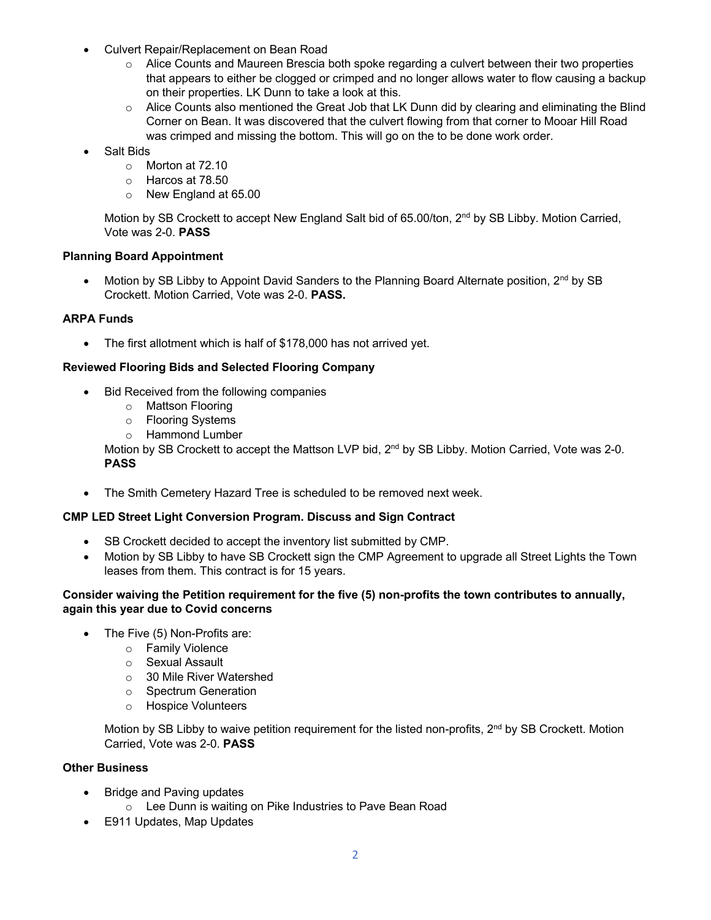- Culvert Repair/Replacement on Bean Road
  - Alice Counts and Maureen Brescia both spoke regarding a culvert between their two properties that appears to either be clogged or crimped and no longer allows water to flow causing a backup on their properties. LK Dunn to take a look at this.
  - Alice Counts also mentioned the Great Job that LK Dunn did by clearing and eliminating the Blind Corner on Bean. It was discovered that the culvert flowing from that corner to Mooar Hill Road was crimped and missing the bottom. This will go on the to be done work order.
- Salt Bids
  - Morton at 72.10
  - Harcos at 78.50
  - New England at 65.00

  Motion by SB Crockett to accept New England Salt bid of 65.00/ton, 2nd by SB Libby. Motion Carried, Vote was 2-0. **PASS**

**Planning Board Appointment**

- Motion by SB Libby to Appoint David Sanders to the Planning Board Alternate position, 2nd by SB Crockett. Motion Carried, Vote was 2-0. **PASS.**

**ARPA Funds**

- The first allotment which is half of $178,000 has not arrived yet.

**Reviewed Flooring Bids and Selected Flooring Company**

- Bid Received from the following companies
  - Mattson Flooring
  - Flooring Systems
  - Hammond Lumber

  Motion by SB Crockett to accept the Mattson LVP bid, 2nd by SB Libby. Motion Carried, Vote was 2-0. **PASS**

- The Smith Cemetery Hazard Tree is scheduled to be removed next week.

**CMP LED Street Light Conversion Program. Discuss and Sign Contract**

- SB Crockett decided to accept the inventory list submitted by CMP.
- Motion by SB Libby to have SB Crockett sign the CMP Agreement to upgrade all Street Lights the Town leases from them. This contract is for 15 years.

**Consider waiving the Petition requirement for the five (5) non-profits the town contributes to annually, again this year due to Covid concerns**

- The Five (5) Non-Profits are:
  - Family Violence
  - Sexual Assault
  - 30 Mile River Watershed
  - Spectrum Generation
  - Hospice Volunteers

  Motion by SB Libby to waive petition requirement for the listed non-profits, 2nd by SB Crockett. Motion Carried, Vote was 2-0. **PASS**

**Other Business**

- Bridge and Paving updates
  - Lee Dunn is waiting on Pike Industries to Pave Bean Road
- E911 Updates, Map Updates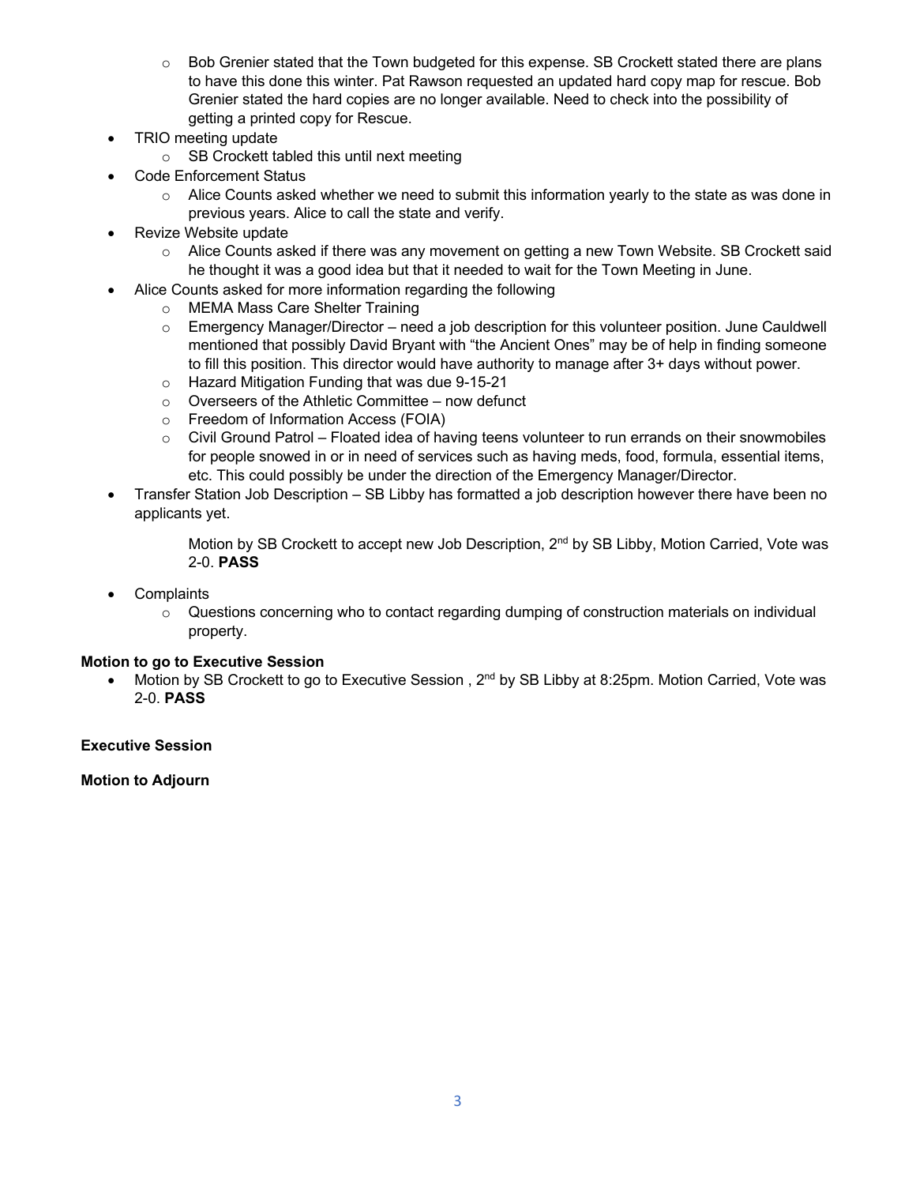- Bob Grenier stated that the Town budgeted for this expense. SB Crockett stated there are plans to have this done this winter. Pat Rawson requested an updated hard copy map for rescue. Bob Grenier stated the hard copies are no longer available. Need to check into the possibility of getting a printed copy for Rescue.
- TRIO meeting update
    - SB Crockett tabled this until next meeting
- Code Enforcement Status
    - Alice Counts asked whether we need to submit this information yearly to the state as was done in previous years. Alice to call the state and verify.
- Revize Website update
    - Alice Counts asked if there was any movement on getting a new Town Website. SB Crockett said he thought it was a good idea but that it needed to wait for the Town Meeting in June.
- Alice Counts asked for more information regarding the following
    - MEMA Mass Care Shelter Training
    - Emergency Manager/Director – need a job description for this volunteer position. June Cauldwell mentioned that possibly David Bryant with "the Ancient Ones" may be of help in finding someone to fill this position. This director would have authority to manage after 3+ days without power.
    - Hazard Mitigation Funding that was due 9-15-21
    - Overseers of the Athletic Committee – now defunct
    - Freedom of Information Access (FOIA)
    - Civil Ground Patrol – Floated idea of having teens volunteer to run errands on their snowmobiles for people snowed in or in need of services such as having meds, food, formula, essential items, etc. This could possibly be under the direction of the Emergency Manager/Director.
- Transfer Station Job Description – SB Libby has formatted a job description however there have been no applicants yet.

    Motion by SB Crockett to accept new Job Description, 2nd by SB Libby, Motion Carried, Vote was 2-0. **PASS**

- Complaints
    - Questions concerning who to contact regarding dumping of construction materials on individual property.

**Motion to go to Executive Session**

- Motion by SB Crockett to go to Executive Session , 2nd by SB Libby at 8:25pm. Motion Carried, Vote was 2-0. **PASS**

**Executive Session**

**Motion to Adjourn**